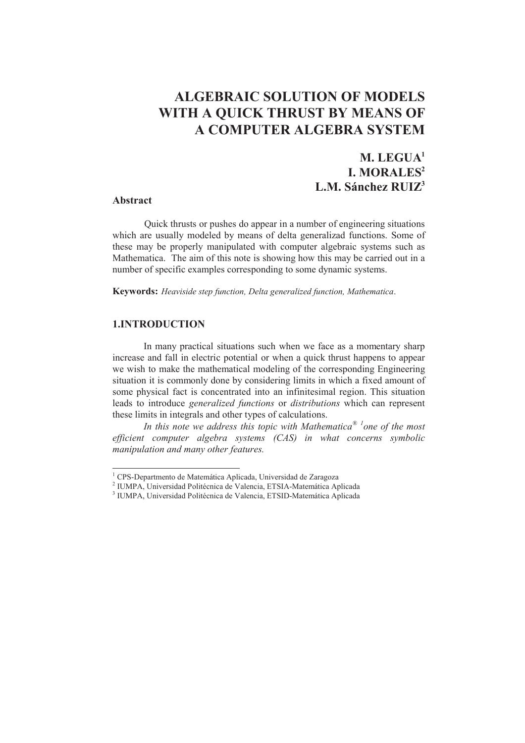# ALGEBRAIC SOLUTION OF MODELS WITH A QUICK THRUST BY MEANS OF A COMPUTER ALGEBRA SYSTEM

**M. LEGUA[1]**
**I. MORALES[2]**
**L.M. Sánchez RUIZ[3]**

## Abstract

Quick thrusts or pushes do appear in a number of engineering situations which are usually modeled by means of delta generalizad functions. Some of these may be properly manipulated with computer algebraic systems such as Mathematica. The aim of this note is showing how this may be carried out in a number of specific examples corresponding to some dynamic systems.

**Keywords:** *Heaviside step function, Delta generalized function, Mathematica*.

## 1.INTRODUCTION

In many practical situations such when we face as a momentary sharp increase and fall in electric potential or when a quick thrust happens to appear we wish to make the mathematical modeling of the corresponding Engineering situation it is commonly done by considering limits in which a fixed amount of some physical fact is concentrated into an infinitesimal region. This situation leads to introduce *generalized functions* or *distributions* which can represent these limits in integrals and other types of calculations.

*In this note we address this topic with Mathematica® [1] one of the most efficient computer algebra systems (CAS) in what concerns symbolic manipulation and many other features.*

---

[1] CPS-Departmento de Matemática Aplicada, Universidad de Zaragoza
[2] IUMPA, Universidad Politécnica de Valencia, ETSIA-Matemática Aplicada
[3] IUMPA, Universidad Politécnica de Valencia, ETSID-Matemática Aplicada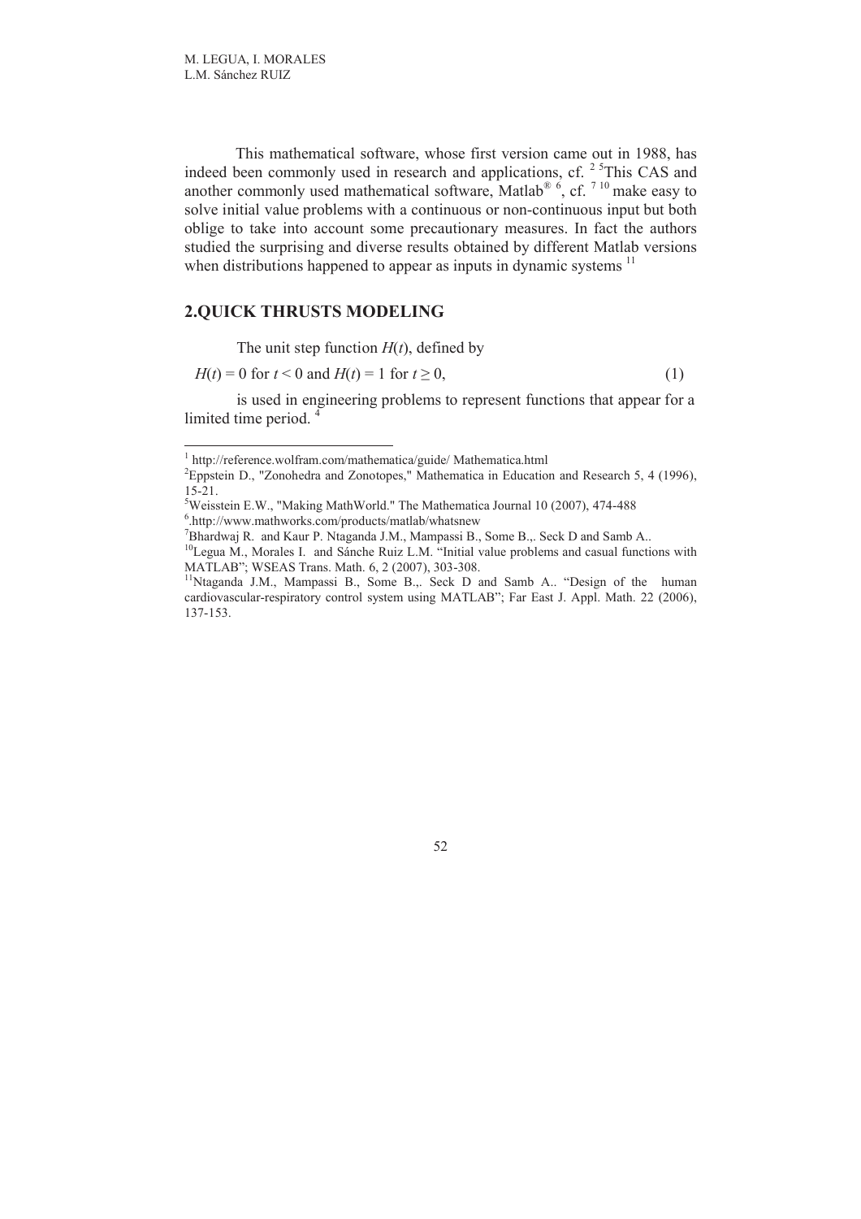This mathematical software, whose first version came out in 1988, has indeed been commonly used in research and applications, cf. [2] [5]This CAS and another commonly used mathematical software, Matlab® [6], cf. [7] [10] make easy to solve initial value problems with a continuous or non-continuous input but both oblige to take into account some precautionary measures. In fact the authors studied the surprising and diverse results obtained by different Matlab versions when distributions happened to appear as inputs in dynamic systems [11]

## 2.QUICK THRUSTS MODELING

The unit step function $H(t)$, defined by

$$H(t) = 0 \text{ for } t < 0 \text{ and } H(t) = 1 \text{ for } t \geq 0, \tag{1}$$

is used in engineering problems to represent functions that appear for a limited time period. [4]

---

[1] http://reference.wolfram.com/mathematica/guide/ Mathematica.html

[2]Eppstein D., "Zonohedra and Zonotopes," Mathematica in Education and Research 5, 4 (1996), 15-21.

[5]Weisstein E.W., "Making MathWorld." The Mathematica Journal 10 (2007), 474-488

[6].http://www.mathworks.com/products/matlab/whatsnew

[7]Bhardwaj R. and Kaur P. Ntaganda J.M., Mampassi B., Some B.,. Seck D and Samb A..

[10]Legua M., Morales I. and Sánche Ruiz L.M. "Initial value problems and casual functions with MATLAB"; WSEAS Trans. Math. 6, 2 (2007), 303-308.

[11]Ntaganda J.M., Mampassi B., Some B.,. Seck D and Samb A.. "Design of the human cardiovascular-respiratory control system using MATLAB"; Far East J. Appl. Math. 22 (2006), 137-153.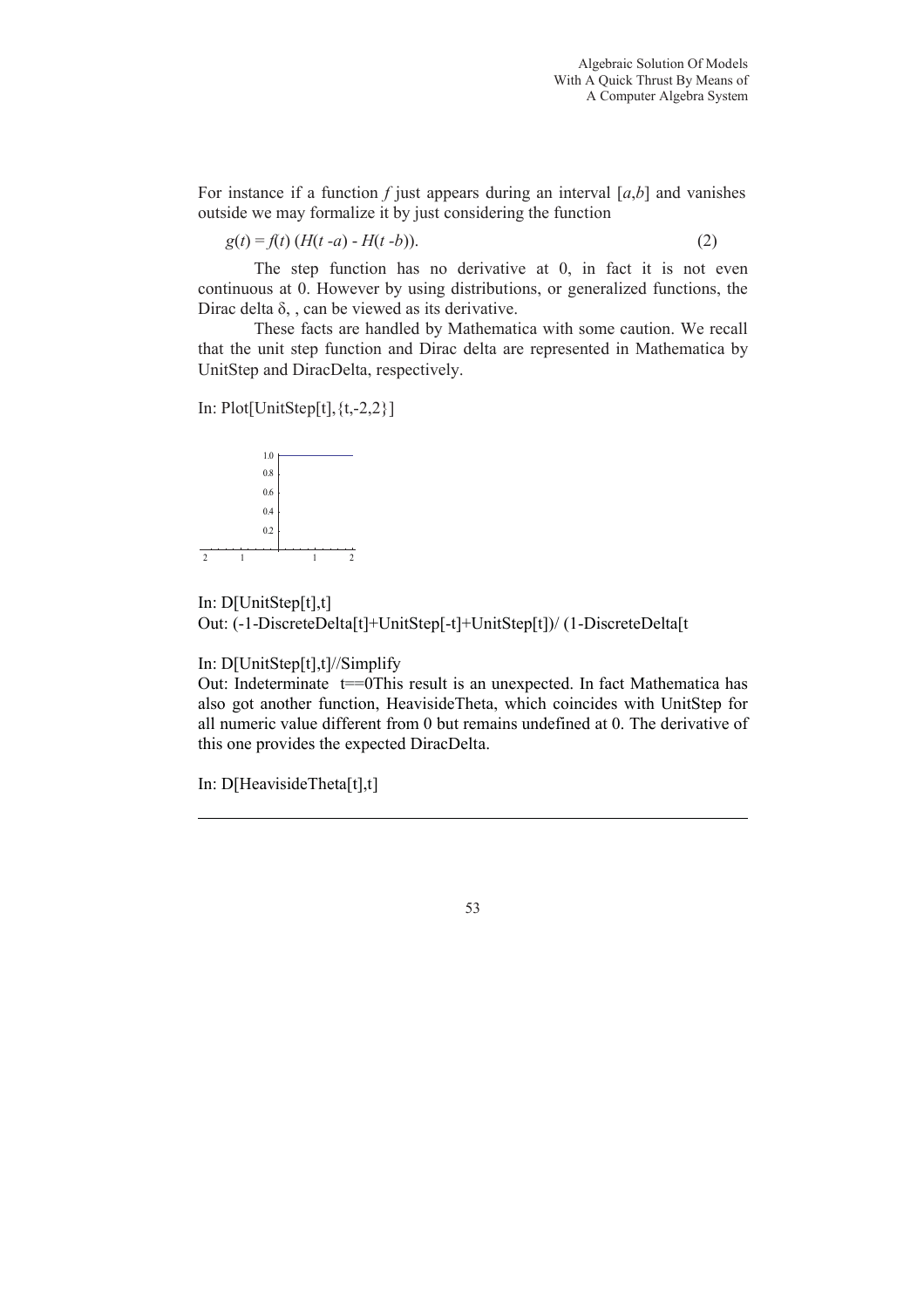For instance if a function $f$ just appears during an interval $[a,b]$ and vanishes outside we may formalize it by just considering the function

$$g(t) = f(t)\,(H(t-a) - H(t-b)). \tag{2}$$

The step function has no derivative at 0, in fact it is not even continuous at 0. However by using distributions, or generalized functions, the Dirac delta $\delta$, , can be viewed as its derivative.

These facts are handled by Mathematica with some caution. We recall that the unit step function and Dirac delta are represented in Mathematica by UnitStep and DiracDelta, respectively.

In: Plot[UnitStep[t],{t,-2,2}]

In: D[UnitStep[t],t]
Out: (-1-DiscreteDelta[t]+UnitStep[-t]+UnitStep[t])/ (1-DiscreteDelta[t

In: D[UnitStep[t],t]//Simplify
Out: Indeterminate t==0This result is an unexpected. In fact Mathematica has also got another function, HeavisideTheta, which coincides with UnitStep for all numeric value different from 0 but remains undefined at 0. The derivative of this one provides the expected DiracDelta.

In: D[HeavisideTheta[t],t]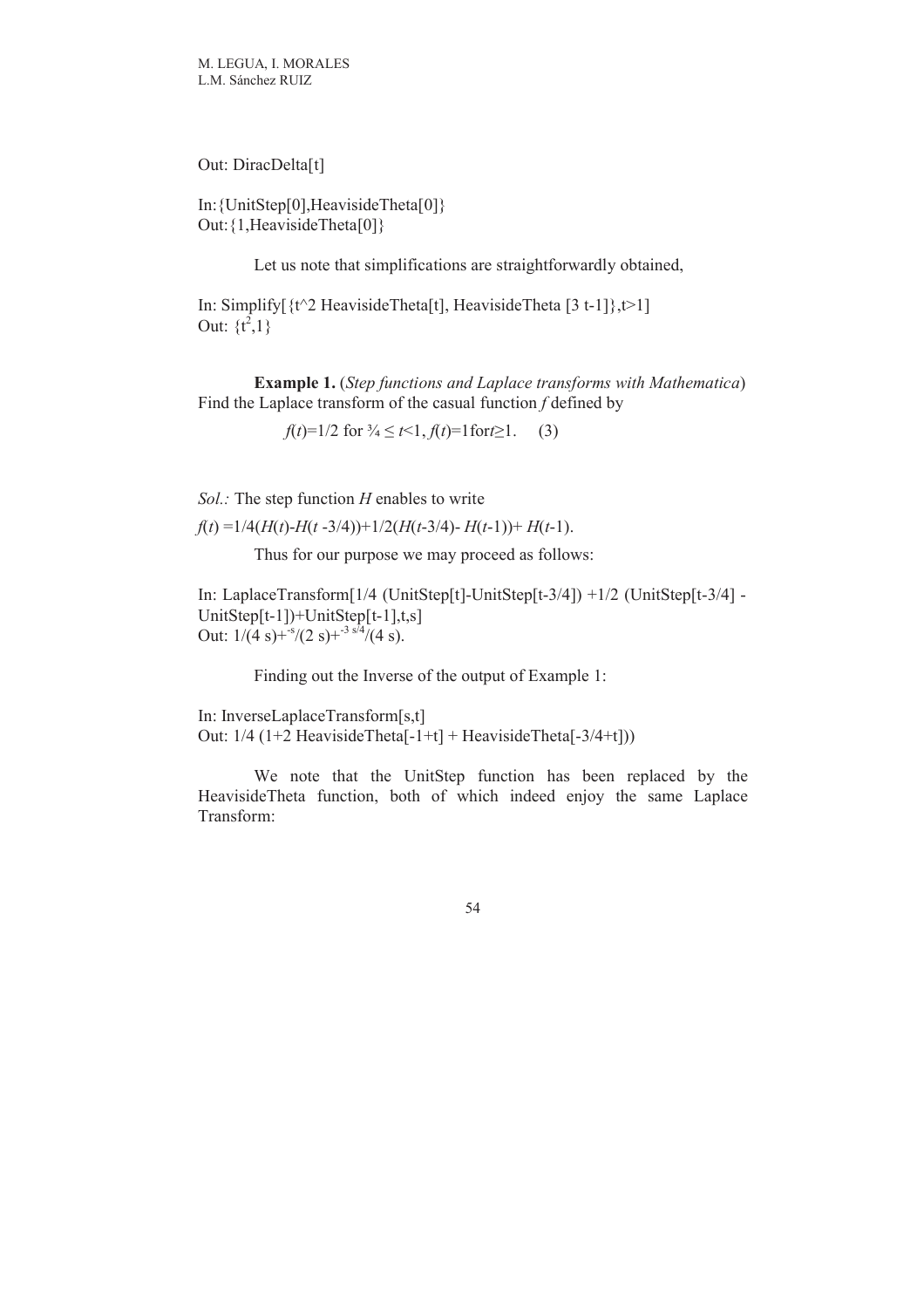Out: DiracDelta[t]

In:{UnitStep[0],HeavisideTheta[0]}
Out:{1,HeavisideTheta[0]}

Let us note that simplifications are straightforwardly obtained,

In: Simplify[{t^2 HeavisideTheta[t], HeavisideTheta [3 t-1]},t>1]
Out: $\{t^2,1\}$

**Example 1.** (*Step functions and Laplace transforms with Mathematica*) Find the Laplace transform of the casual function *f* defined by

$$f(t)=1/2 \text{ for } 3/4 \leq t<1,\ f(t)=1 \text{ for } t\geq 1. \quad (3)$$

*Sol.:* The step function *H* enables to write

$f(t)=1/4(H(t)-H(t-3/4))+1/2(H(t-3/4)-H(t-1))+H(t-1)$.

Thus for our purpose we may proceed as follows:

In: LaplaceTransform[1/4 (UnitStep[t]-UnitStep[t-3/4]) +1/2 (UnitStep[t-3/4] - UnitStep[t-1])+UnitStep[t-1],t,s]
Out: $1/(4\ s)+^{-s}/(2\ s)+^{-3\ s/4}/(4\ s)$.

Finding out the Inverse of the output of Example 1:

In: InverseLaplaceTransform[s,t]
Out: 1/4 (1+2 HeavisideTheta[-1+t] + HeavisideTheta[-3/4+t]))

We note that the UnitStep function has been replaced by the HeavisideTheta function, both of which indeed enjoy the same Laplace Transform: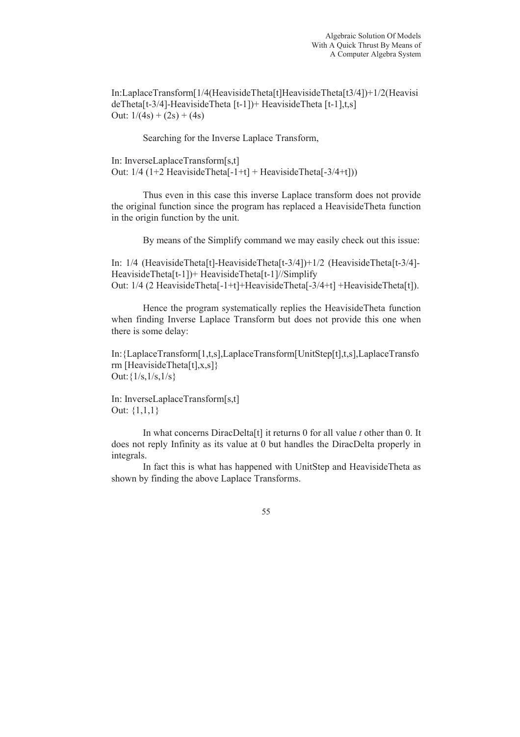In:LaplaceTransform[1/4(HeavisideTheta[t]HeavisideTheta[t3/4])+1/2(HeavisideTheta[t-3/4]-HeavisideTheta [t-1])+ HeavisideTheta [t-1],t,s]
Out: 1/(4s) + (2s) + (4s)

Searching for the Inverse Laplace Transform,

In: InverseLaplaceTransform[s,t]
Out: 1/4 (1+2 HeavisideTheta[-1+t] + HeavisideTheta[-3/4+t]))

Thus even in this case this inverse Laplace transform does not provide the original function since the program has replaced a HeavisideTheta function in the origin function by the unit.

By means of the Simplify command we may easily check out this issue:

In: 1/4 (HeavisideTheta[t]-HeavisideTheta[t-3/4])+1/2 (HeavisideTheta[t-3/4]-HeavisideTheta[t-1])+ HeavisideTheta[t-1]//Simplify
Out: 1/4 (2 HeavisideTheta[-1+t]+HeavisideTheta[-3/4+t] +HeavisideTheta[t]).

Hence the program systematically replies the HeavisideTheta function when finding Inverse Laplace Transform but does not provide this one when there is some delay:

In:{LaplaceTransform[1,t,s],LaplaceTransform[UnitStep[t],t,s],LaplaceTransform [HeavisideTheta[t],x,s]}
Out:{1/s,1/s,1/s}

In: InverseLaplaceTransform[s,t]
Out: {1,1,1}

In what concerns DiracDelta[t] it returns 0 for all value *t* other than 0. It does not reply Infinity as its value at 0 but handles the DiracDelta properly in integrals.

In fact this is what has happened with UnitStep and HeavisideTheta as shown by finding the above Laplace Transforms.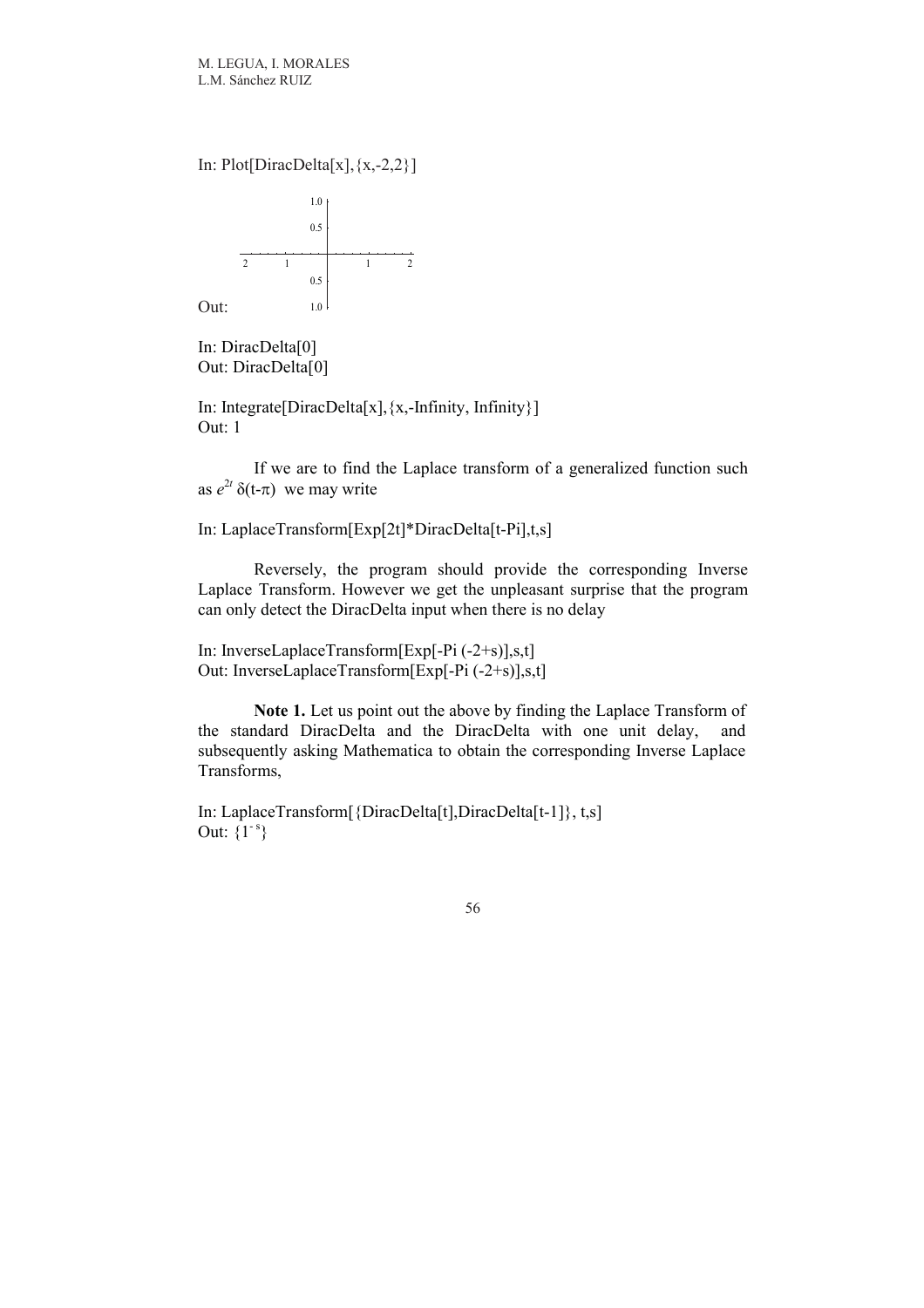In: Plot[DiracDelta[x],{x,-2,2}]

Out:

In: DiracDelta[0]
Out: DiracDelta[0]

In: Integrate[DiracDelta[x],{x,-Infinity, Infinity}]
Out: 1

If we are to find the Laplace transform of a generalized function such as $e^{2t}\,\delta(t-\pi)$ we may write

In: LaplaceTransform[Exp[2t]*DiracDelta[t-Pi],t,s]

Reversely, the program should provide the corresponding Inverse Laplace Transform. However we get the unpleasant surprise that the program can only detect the DiracDelta input when there is no delay

In: InverseLaplaceTransform[Exp[-Pi (-2+s)],s,t]
Out: InverseLaplaceTransform[Exp[-Pi (-2+s)],s,t]

**Note 1.** Let us point out the above by finding the Laplace Transform of the standard DiracDelta and the DiracDelta with one unit delay, and subsequently asking Mathematica to obtain the corresponding Inverse Laplace Transforms,

In: LaplaceTransform[{DiracDelta[t],DiracDelta[t-1]}, t,s]
Out: $\{1^{-s}\}$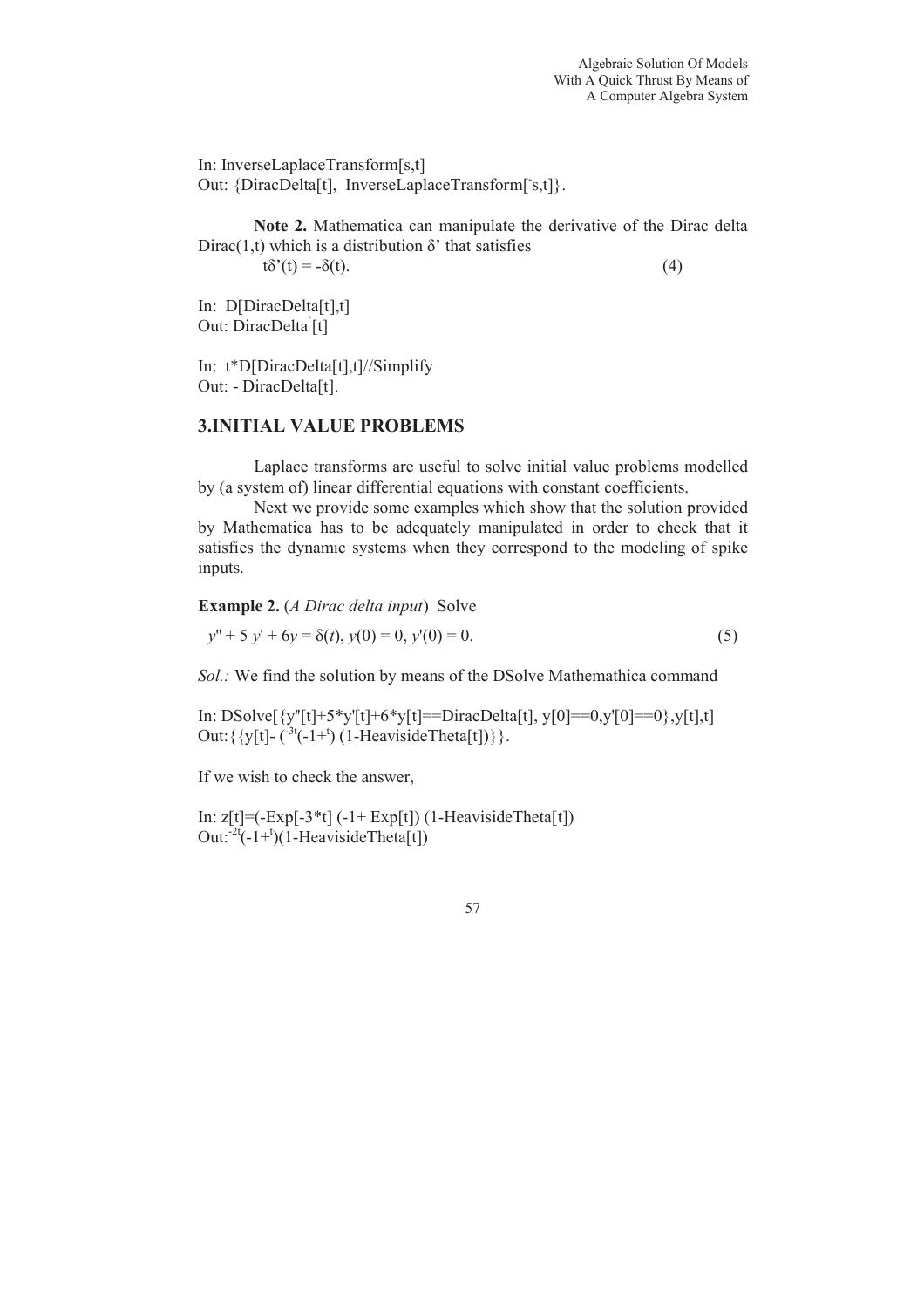In: InverseLaplaceTransform[s,t]
Out: {DiracDelta[t], InverseLaplaceTransform[ˉs,t]}.

**Note 2.** Mathematica can manipulate the derivative of the Dirac delta Dirac(1,t) which is a distribution δ' that satisfies

$$t\delta'(t) = -\delta(t). \tag{4}$$

In: D[DiracDelta[t],t]
Out: DiracDelta'[t]

In: t*D[DiracDelta[t],t]//Simplify
Out: - DiracDelta[t].

## 3.INITIAL VALUE PROBLEMS

Laplace transforms are useful to solve initial value problems modelled by (a system of) linear differential equations with constant coefficients.

Next we provide some examples which show that the solution provided by Mathematica has to be adequately manipulated in order to check that it satisfies the dynamic systems when they correspond to the modeling of spike inputs.

**Example 2.** (*A Dirac delta input*) Solve

$$y'' + 5\,y' + 6y = \delta(t),\ y(0) = 0,\ y'(0) = 0. \tag{5}$$

*Sol.:* We find the solution by means of the DSolve Mathemathica command

In: DSolve[{y''[t]+5*y'[t]+6*y[t]==DiracDelta[t], y[0]==0,y'[0]==0},y[t],t]
Out:{{y[t]- ($^{-3t}$(-1+$^{t}$) (1-HeavisideTheta[t])}}.

If we wish to check the answer,

In: z[t]=(-Exp[-3*t] (-1+ Exp[t]) (1-HeavisideTheta[t])
Out:$^{-2t}$(-1+$^{t}$)(1-HeavisideTheta[t])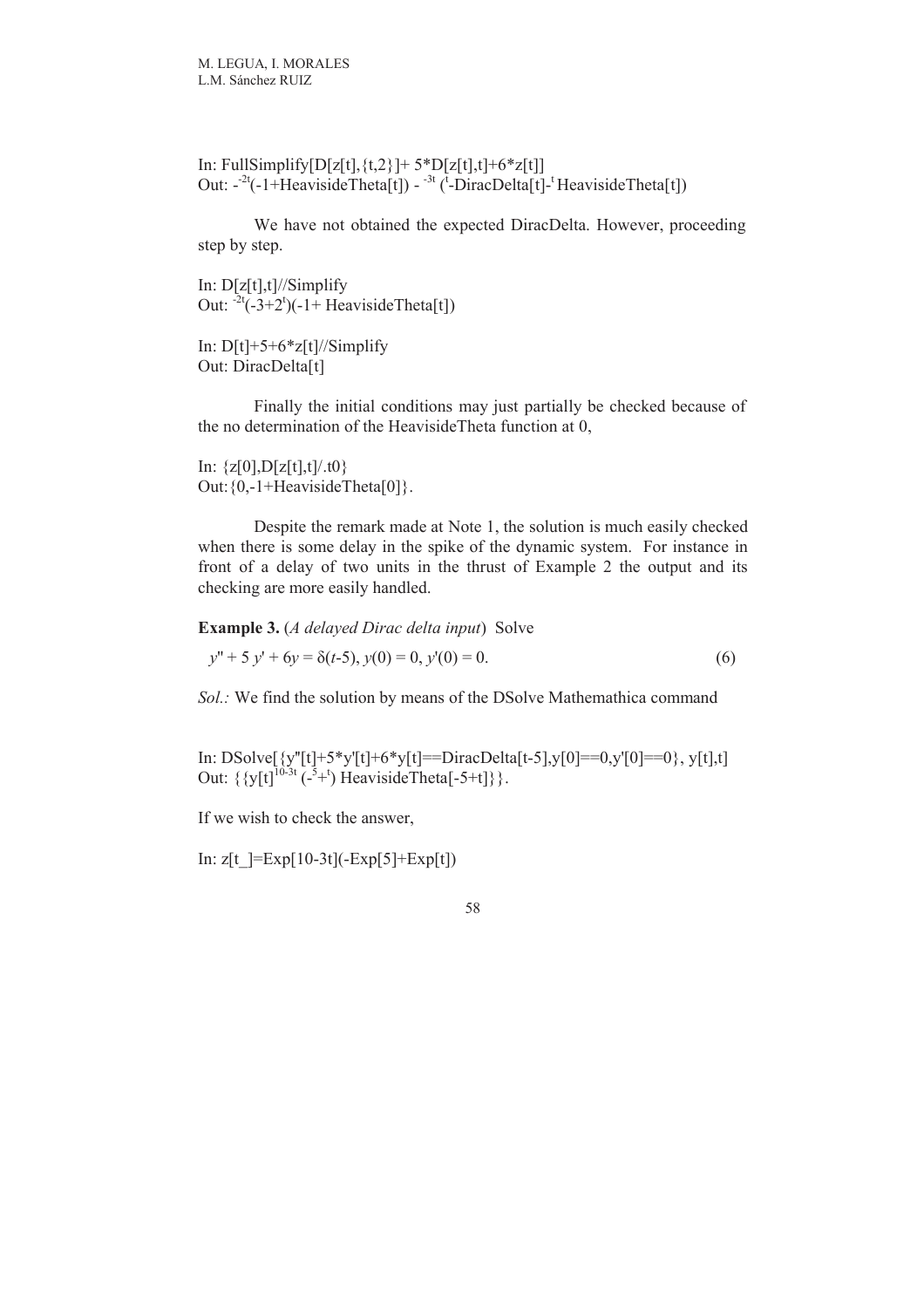In: FullSimplify[D[z[t],{t,2}]+ 5*D[z[t],t]+6*z[t]]
Out: -$^{-2t}$(-1+HeavisideTheta[t]) - $^{-3t}$ ($^{t}$-DiracDelta[t]-$^{t}$ HeavisideTheta[t])

We have not obtained the expected DiracDelta. However, proceeding step by step.

In: D[z[t],t]//Simplify
Out: $^{-2t}$(-3+2$^{t}$)(-1+ HeavisideTheta[t])

In: D[t]+5+6*z[t]//Simplify
Out: DiracDelta[t]

Finally the initial conditions may just partially be checked because of the no determination of the HeavisideTheta function at 0,

In: {z[0],D[z[t],t]/.t0}
Out:{0,-1+HeavisideTheta[0]}.

Despite the remark made at Note 1, the solution is much easily checked when there is some delay in the spike of the dynamic system. For instance in front of a delay of two units in the thrust of Example 2 the output and its checking are more easily handled.

**Example 3.** (*A delayed Dirac delta input*) Solve

$$y'' + 5\,y' + 6y = \delta(t\text{-}5),\ y(0) = 0,\ y'(0) = 0. \tag{6}$$

*Sol.:* We find the solution by means of the DSolve Mathemathica command

In: DSolve[{y''[t]+5*y'[t]+6*y[t]==DiracDelta[t-5],y[0]==0,y'[0]==0}, y[t],t]
Out: {{y[t]$^{10-3t}$ (-$^{5}$+$^{t}$) HeavisideTheta[-5+t]}}.

If we wish to check the answer,

In: z[t_]=Exp[10-3t](-Exp[5]+Exp[t])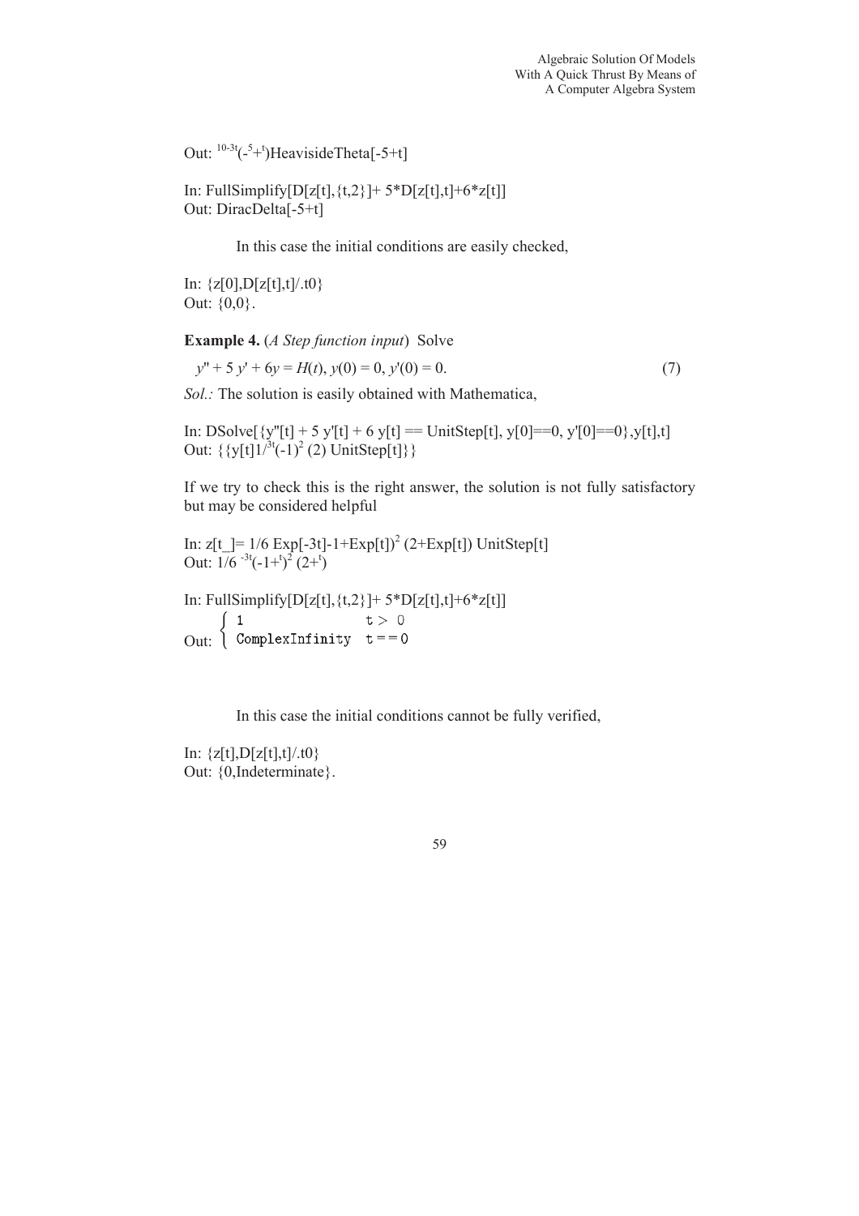Out: $^{10-3t}(-^{5}+^{t})$HeavisideTheta[-5+t]

In: FullSimplify[D[z[t],{t,2}]+ 5*D[z[t],t]+6*z[t]]
Out: DiracDelta[-5+t]

In this case the initial conditions are easily checked,

In: {z[0],D[z[t],t]/.t0}
Out: {0,0}.

**Example 4.** (*A Step function input*) Solve

$$y'' + 5\,y' + 6y = H(t),\ y(0) = 0,\ y'(0) = 0. \tag{7}$$

*Sol.:* The solution is easily obtained with Mathematica,

In: DSolve[{y"[t] + 5 y'[t] + 6 y[t] == UnitStep[t], y[0]==0, y'[0]==0},y[t],t]
Out: {{y[t]1/$^{3t}(-1)^{2}$ (2) UnitStep[t]}}

If we try to check this is the right answer, the solution is not fully satisfactory but may be considered helpful

In: z[t_]= 1/6 Exp[-3t]-1+Exp[t])$^{2}$ (2+Exp[t]) UnitStep[t]
Out: 1/6 $^{-3t}(-1+^{t})^{2}$ $(2+^{t})$

In: FullSimplify[D[z[t],{t,2}]+ 5*D[z[t],t]+6*z[t]]

Out: $\begin{cases} 1 & t > 0 \\ \text{ComplexInfinity} & t == 0 \end{cases}$

In this case the initial conditions cannot be fully verified,

In: {z[t],D[z[t],t]/.t0}
Out: {0,Indeterminate}.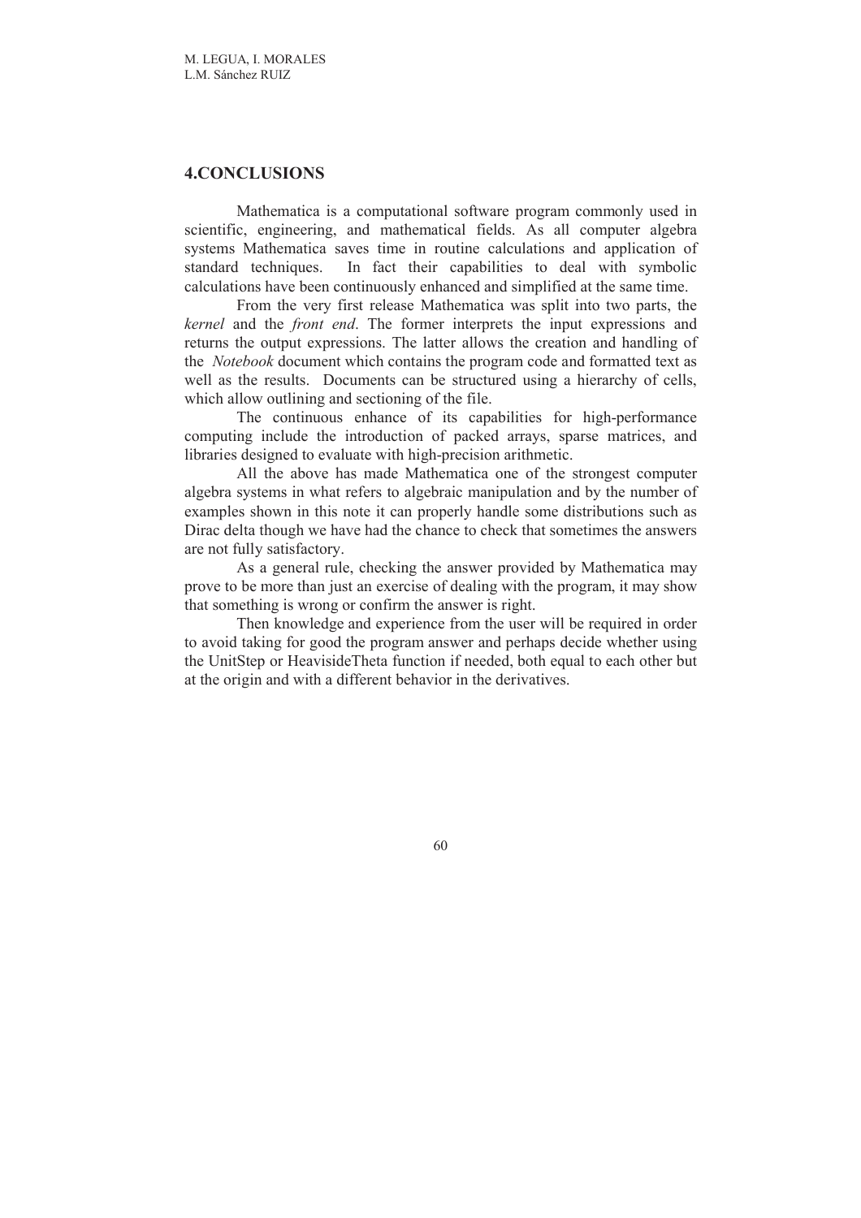## 4.CONCLUSIONS

Mathematica is a computational software program commonly used in scientific, engineering, and mathematical fields. As all computer algebra systems Mathematica saves time in routine calculations and application of standard techniques. In fact their capabilities to deal with symbolic calculations have been continuously enhanced and simplified at the same time.

From the very first release Mathematica was split into two parts, the *kernel* and the *front end*. The former interprets the input expressions and returns the output expressions. The latter allows the creation and handling of the *Notebook* document which contains the program code and formatted text as well as the results. Documents can be structured using a hierarchy of cells, which allow outlining and sectioning of the file.

The continuous enhance of its capabilities for high-performance computing include the introduction of packed arrays, sparse matrices, and libraries designed to evaluate with high-precision arithmetic.

All the above has made Mathematica one of the strongest computer algebra systems in what refers to algebraic manipulation and by the number of examples shown in this note it can properly handle some distributions such as Dirac delta though we have had the chance to check that sometimes the answers are not fully satisfactory.

As a general rule, checking the answer provided by Mathematica may prove to be more than just an exercise of dealing with the program, it may show that something is wrong or confirm the answer is right.

Then knowledge and experience from the user will be required in order to avoid taking for good the program answer and perhaps decide whether using the UnitStep or HeavisideTheta function if needed, both equal to each other but at the origin and with a different behavior in the derivatives.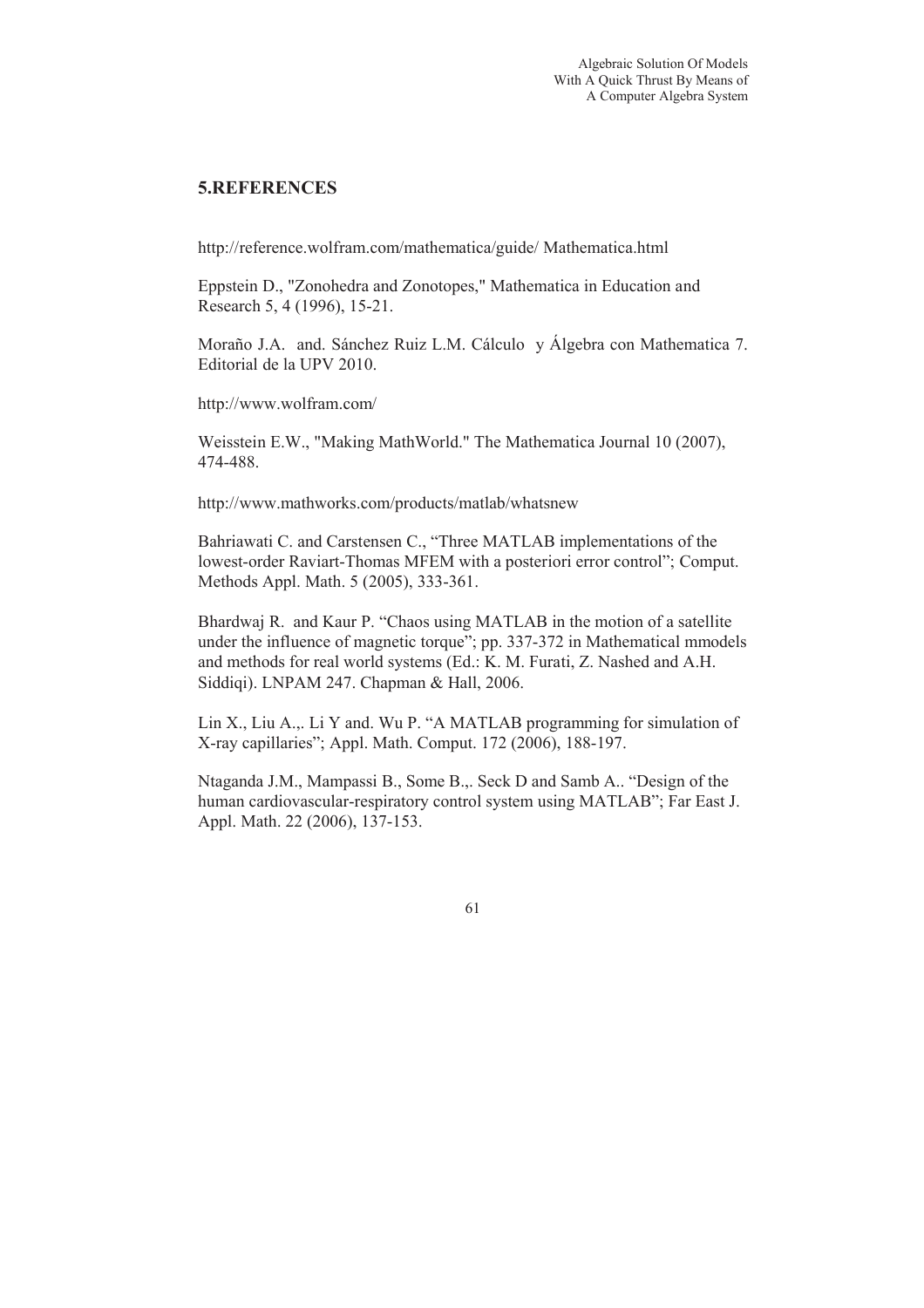## 5.REFERENCES

http://reference.wolfram.com/mathematica/guide/ Mathematica.html

Eppstein D., "Zonohedra and Zonotopes," Mathematica in Education and Research 5, 4 (1996), 15-21.

Moraño J.A. and. Sánchez Ruiz L.M. Cálculo y Álgebra con Mathematica 7. Editorial de la UPV 2010.

http://www.wolfram.com/

Weisstein E.W., "Making MathWorld." The Mathematica Journal 10 (2007), 474-488.

http://www.mathworks.com/products/matlab/whatsnew

Bahriawati C. and Carstensen C., "Three MATLAB implementations of the lowest-order Raviart-Thomas MFEM with a posteriori error control"; Comput. Methods Appl. Math. 5 (2005), 333-361.

Bhardwaj R. and Kaur P. "Chaos using MATLAB in the motion of a satellite under the influence of magnetic torque"; pp. 337-372 in Mathematical mmodels and methods for real world systems (Ed.: K. M. Furati, Z. Nashed and A.H. Siddiqi). LNPAM 247. Chapman & Hall, 2006.

Lin X., Liu A.,. Li Y and. Wu P. "A MATLAB programming for simulation of X-ray capillaries"; Appl. Math. Comput. 172 (2006), 188-197.

Ntaganda J.M., Mampassi B., Some B.,. Seck D and Samb A.. "Design of the human cardiovascular-respiratory control system using MATLAB"; Far East J. Appl. Math. 22 (2006), 137-153.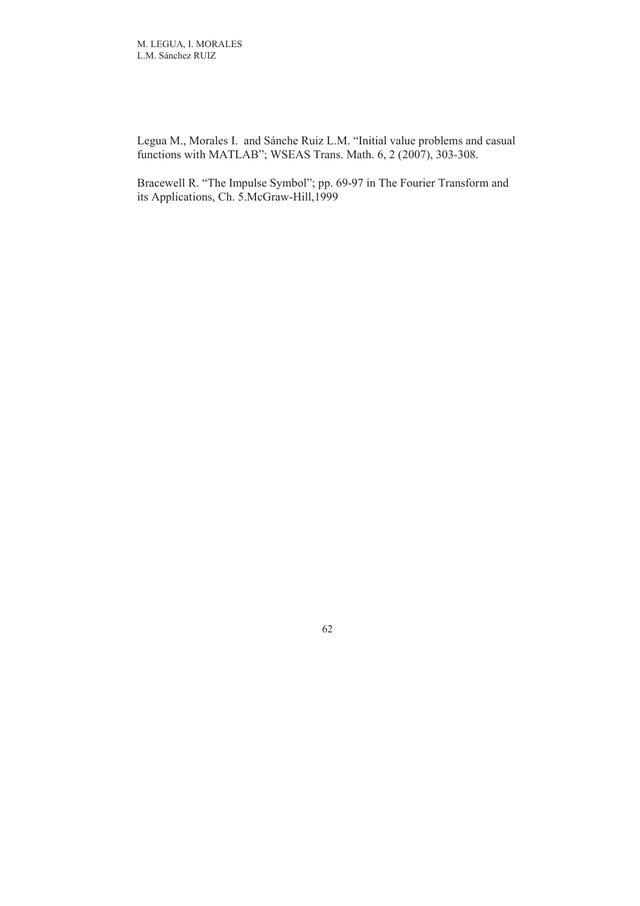Legua M., Morales I. and Sánche Ruiz L.M. “Initial value problems and casual functions with MATLAB”; WSEAS Trans. Math. 6, 2 (2007), 303-308.

Bracewell R. “The Impulse Symbol”; pp. 69-97 in The Fourier Transform and its Applications, Ch. 5.McGraw-Hill,1999